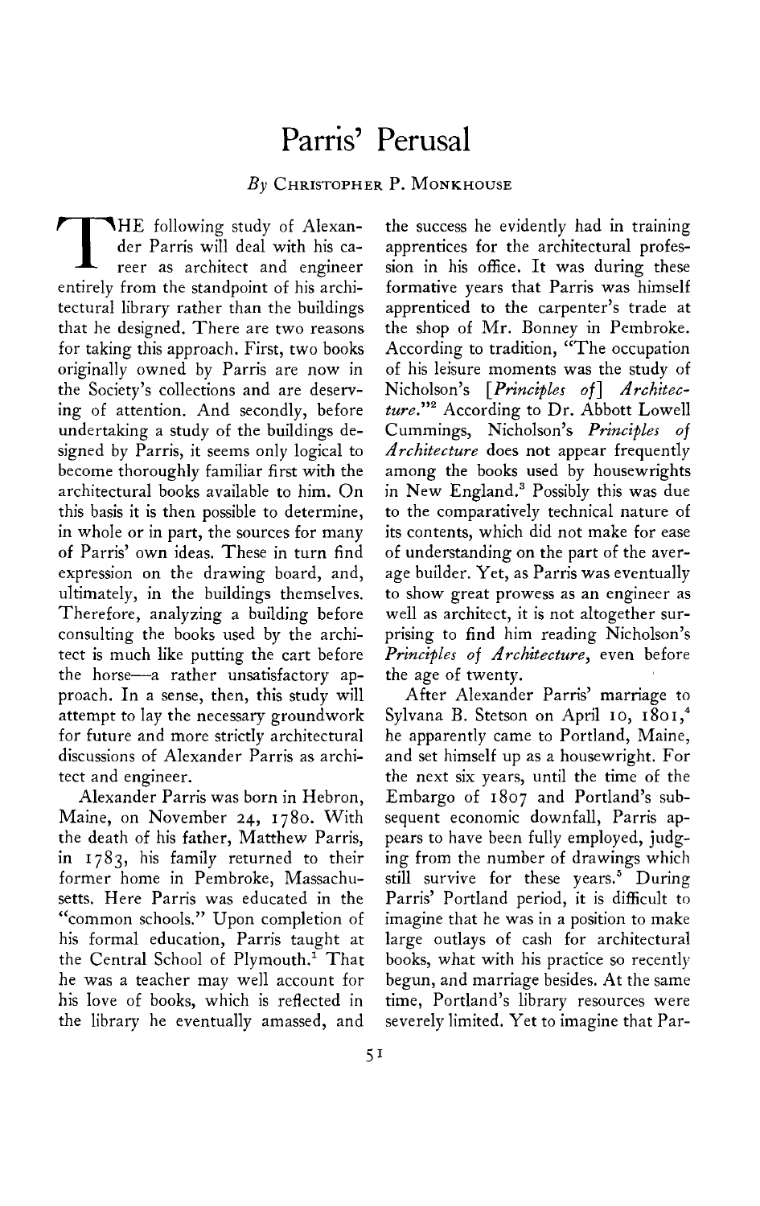# Parris' Perusal

*By* Christopher P. Monkhouse

The following study of Alexander Parris will deal with his career as architect and engineer entirely from the standpoint of his architectural library rather than the buildings that he designed. There are two reasons for taking this approach. First, two books originally owned by Parris are now in the Society's collections and are deserving of attention. And secondly, before undertaking a study of the buildings designed by Parris, it seems only logical to become thoroughly familiar first with the architectural books available to him. On this basis it is then possible to determine, in whole or in part, the sources for many of Parris' own ideas. These in turn find expression on the drawing board, and, ultimately, in the buildings themselves. Therefore, analyzing a building before consulting the books used by the architect is much like putting the cart before the horse—a rather unsatisfactory approach. In a sense, then, this study will attempt to lay the necessary groundwork for future and more strictly architectural discussions of Alexander Parris as architect and engineer.

Alexander Parris was born in Hebron, Maine, on November 24, 1780. With the death of his father, Matthew Parris, in 1783, his family returned to their former home in Pembroke, Massachusetts. Here Parris was educated in the "common schools." Upon completion of his formal education, Parris taught at the Central School of Plymouth.[1] That he was a teacher may well account for his love of books, which is reflected in the library he eventually amassed, and the success he evidently had in training apprentices for the architectural profession in his office. It was during these formative years that Parris was himself apprenticed to the carpenter's trade at the shop of Mr. Bonney in Pembroke. According to tradition, "The occupation of his leisure moments was the study of Nicholson's [*Principles of*] *Architecture*."[2] According to Dr. Abbott Lowell Cummings, Nicholson's *Principles of Architecture* does not appear frequently among the books used by housewrights in New England.[3] Possibly this was due to the comparatively technical nature of its contents, which did not make for ease of understanding on the part of the average builder. Yet, as Parris was eventually to show great prowess as an engineer as well as architect, it is not altogether surprising to find him reading Nicholson's *Principles of Architecture*, even before the age of twenty.

After Alexander Parris' marriage to Sylvana B. Stetson on April 10, 1801,[4] he apparently came to Portland, Maine, and set himself up as a housewright. For the next six years, until the time of the Embargo of 1807 and Portland's subsequent economic downfall, Parris appears to have been fully employed, judging from the number of drawings which still survive for these years.[5] During Parris' Portland period, it is difficult to imagine that he was in a position to make large outlays of cash for architectural books, what with his practice so recently begun, and marriage besides. At the same time, Portland's library resources were severely limited. Yet to imagine that Par-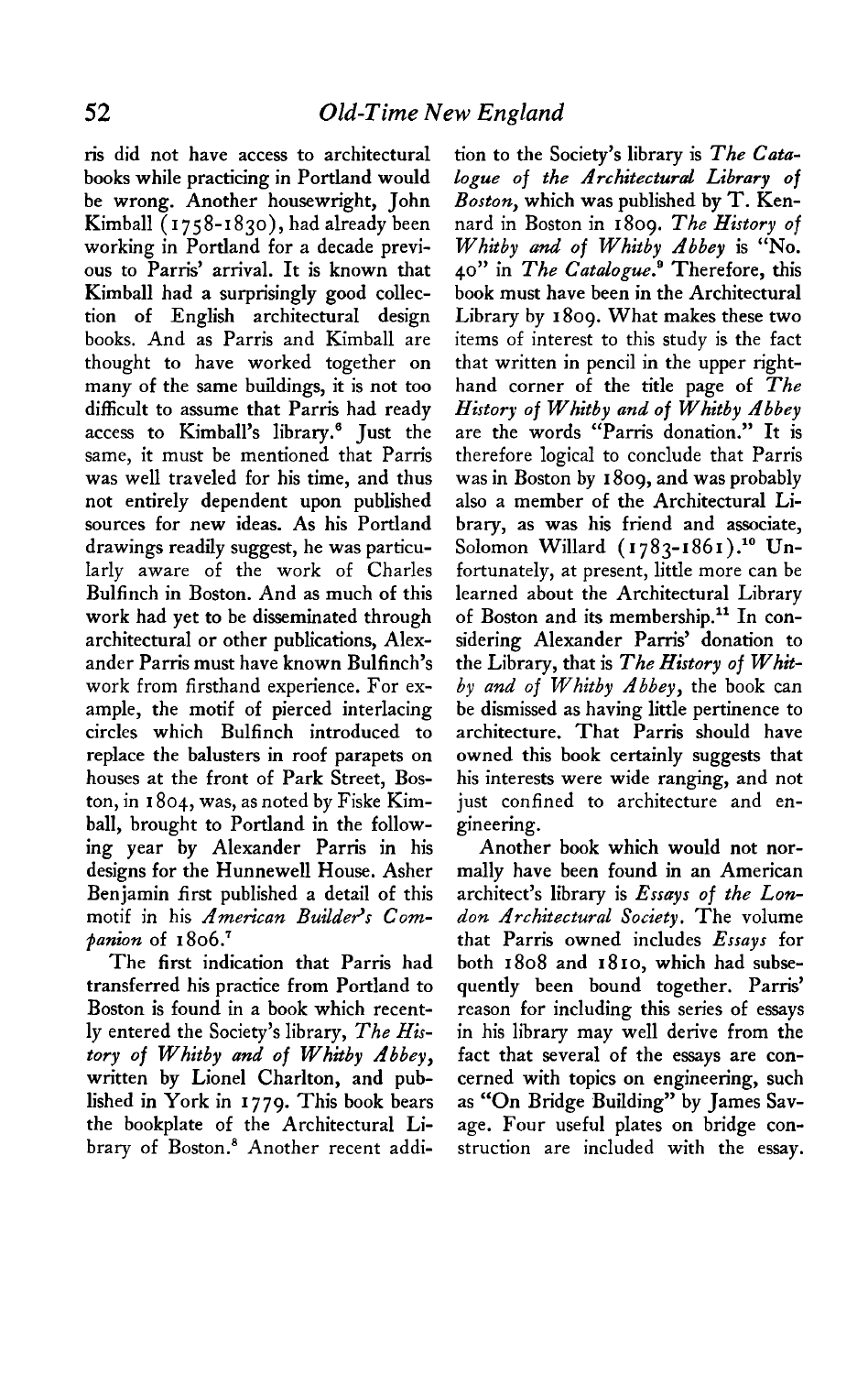ris did not have access to architectural books while practicing in Portland would be wrong. Another housewright, John Kimball (1758-1830), had already been working in Portland for a decade previous to Parris' arrival. It is known that Kimball had a surprisingly good collection of English architectural design books. And as Parris and Kimball are thought to have worked together on many of the same buildings, it is not too difficult to assume that Parris had ready access to Kimball's library.[6] Just the same, it must be mentioned that Parris was well traveled for his time, and thus not entirely dependent upon published sources for new ideas. As his Portland drawings readily suggest, he was particularly aware of the work of Charles Bulfinch in Boston. And as much of this work had yet to be disseminated through architectural or other publications, Alexander Parris must have known Bulfinch's work from firsthand experience. For example, the motif of pierced interlacing circles which Bulfinch introduced to replace the balusters in roof parapets on houses at the front of Park Street, Boston, in 1804, was, as noted by Fiske Kimball, brought to Portland in the following year by Alexander Parris in his designs for the Hunnewell House. Asher Benjamin first published a detail of this motif in his *American Builder's Companion* of 1806.[7]

The first indication that Parris had transferred his practice from Portland to Boston is found in a book which recently entered the Society's library, *The History of Whitby and of Whitby Abbey*, written by Lionel Charlton, and published in York in 1779. This book bears the bookplate of the Architectural Library of Boston.[8] Another recent addition to the Society's library is *The Catalogue of the Architectural Library of Boston*, which was published by T. Kennard in Boston in 1809. *The History of Whitby and of Whitby Abbey* is "No. 40" in *The Catalogue*.[9] Therefore, this book must have been in the Architectural Library by 1809. What makes these two items of interest to this study is the fact that written in pencil in the upper right-hand corner of the title page of *The History of Whitby and of Whitby Abbey* are the words "Parris donation." It is therefore logical to conclude that Parris was in Boston by 1809, and was probably also a member of the Architectural Library, as was his friend and associate, Solomon Willard (1783-1861).[10] Unfortunately, at present, little more can be learned about the Architectural Library of Boston and its membership.[11] In considering Alexander Parris' donation to the Library, that is *The History of Whitby and of Whitby Abbey*, the book can be dismissed as having little pertinence to architecture. That Parris should have owned this book certainly suggests that his interests were wide ranging, and not just confined to architecture and engineering.

Another book which would not normally have been found in an American architect's library is *Essays of the London Architectural Society*. The volume that Parris owned includes *Essays* for both 1808 and 1810, which had subsequently been bound together. Parris' reason for including this series of essays in his library may well derive from the fact that several of the essays are concerned with topics on engineering, such as "On Bridge Building" by James Savage. Four useful plates on bridge construction are included with the essay.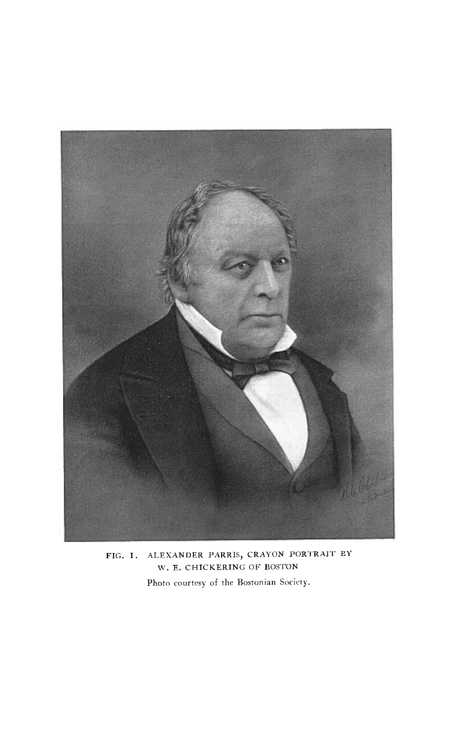FIG. 1. ALEXANDER PARRIS, CRAYON PORTRAIT BY W. E. CHICKERING OF BOSTON

Photo courtesy of the Bostonian Society.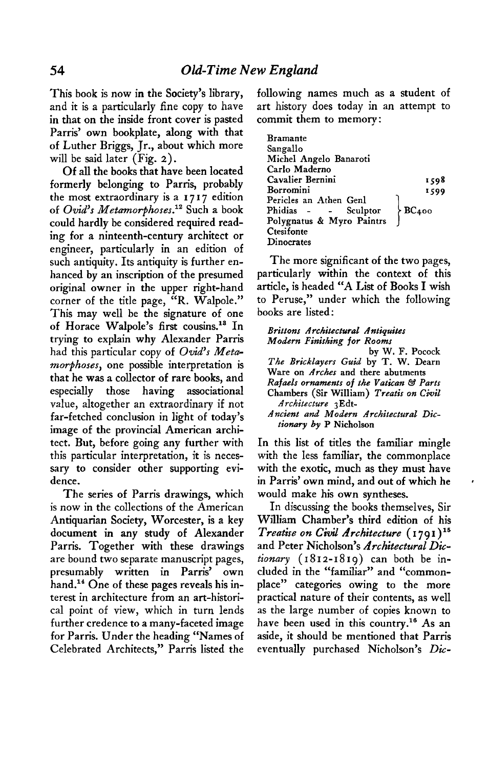This book is now in the Society's library, and it is a particularly fine copy to have in that on the inside front cover is pasted Parris' own bookplate, along with that of Luther Briggs, Jr., about which more will be said later (Fig. 2).

Of all the books that have been located formerly belonging to Parris, probably the most extraordinary is a 1717 edition of *Ovid's Metamorphoses*.[12] Such a book could hardly be considered required reading for a ninteenth-century architect or engineer, particularly in an edition of such antiquity. Its antiquity is further enhanced by an inscription of the presumed original owner in the upper right-hand corner of the title page, "R. Walpole." This may well be the signature of one of Horace Walpole's first cousins.[13] In trying to explain why Alexander Parris had this particular copy of *Ovid's Metamorphoses*, one possible interpretation is that he was a collector of rare books, and especially those having associational value, altogether an extraordinary if not far-fetched conclusion in light of today's image of the provincial American architect. But, before going any further with this particular interpretation, it is necessary to consider other supporting evidence.

The series of Parris drawings, which is now in the collections of the American Antiquarian Society, Worcester, is a key document in any study of Alexander Parris. Together with these drawings are bound two separate manuscript pages, presumably written in Parris' own hand.[14] One of these pages reveals his interest in architecture from an art-historical point of view, which in turn lends further credence to a many-faceted image for Parris. Under the heading "Names of Celebrated Architects," Parris listed the following names much as a student of art history does today in an attempt to commit them to memory:

| | |
|---|---|
| Bramante | |
| Sangallo | |
| Michel Angelo Banaroti | |
| Carlo Maderno | |
| Cavalier Bernini | 1598 |
| Borromini | 1599 |
| Pericles an Athen Genl | } BC400 |
| Phidias - - Sculptor | |
| Polygnatus & Myro Paintrs | |
| Ctesifonte | |
| Dinocrates | |

The more significant of the two pages, particularly within the context of this article, is headed "A List of Books I wish to Peruse," under which the following books are listed:

*Brittons Architectural Antiquites*
*Modern Finishing for Rooms* by W. F. Pocock
*The Bricklayers Guid* by T. W. Dearn
Ware on *Arches* and there abutments
*Rafaels ornaments of the Vatican & Parts*
Chambers (Sir William) *Treatis on Civil Architecture* 3Edt-
*Ancient and Modern Architectural Dictionary by* P Nicholson

In this list of titles the familiar mingle with the less familiar, the commonplace with the exotic, much as they must have in Parris' own mind, and out of which he would make his own syntheses.

In discussing the books themselves, Sir William Chamber's third edition of his *Treatise on Civil Architecture* (1791)[15] and Peter Nicholson's *Architectural Dictionary* (1812-1819) can both be included in the "familiar" and "commonplace" categories owing to the more practical nature of their contents, as well as the large number of copies known to have been used in this country.[16] As an aside, it should be mentioned that Parris eventually purchased Nicholson's *Dic-*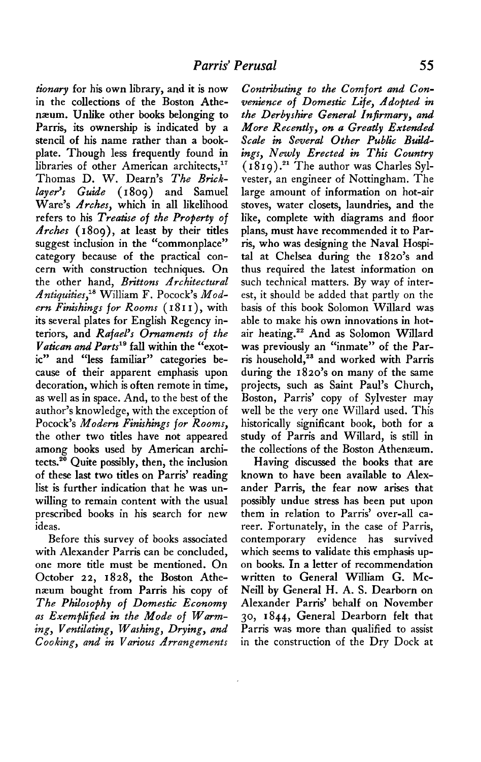*tionary* for his own library, and it is now in the collections of the Boston Athenæum. Unlike other books belonging to Parris, its ownership is indicated by a stencil of his name rather than a bookplate. Though less frequently found in libraries of other American architects,[17] Thomas D. W. Dearn's *The Bricklayer's Guide* (1809) and Samuel Ware's *Arches*, which in all likelihood refers to his *Treatise of the Property of Arches* (1809), at least by their titles suggest inclusion in the "commonplace" category because of the practical concern with construction techniques. On the other hand, *Brittons Architectural Antiquities*,[18] William F. Pocock's *Modern Finishings for Rooms* (1811), with its several plates for English Regency interiors, and *Rafael's Ornaments of the Vatican and Parts*[19] fall within the "exotic" and "less familiar" categories because of their apparent emphasis upon decoration, which is often remote in time, as well as in space. And, to the best of the author's knowledge, with the exception of Pocock's *Modern Finishings for Rooms*, the other two titles have not appeared among books used by American architects.[20] Quite possibly, then, the inclusion of these last two titles on Parris' reading list is further indication that he was unwilling to remain content with the usual prescribed books in his search for new ideas.

Before this survey of books associated with Alexander Parris can be concluded, one more title must be mentioned. On October 22, 1828, the Boston Athenæum bought from Parris his copy of *The Philosophy of Domestic Economy as Exemplified in the Mode of Warming, Ventilating, Washing, Drying, and Cooking, and in Various Arrangements Contributing to the Comfort and Convenience of Domestic Life, Adopted in the Derbyshire General Infirmary, and More Recently, on a Greatly Extended Scale in Several Other Public Buildings, Newly Erected in This Country* (1819).[21] The author was Charles Sylvester, an engineer of Nottingham. The large amount of information on hot-air stoves, water closets, laundries, and the like, complete with diagrams and floor plans, must have recommended it to Parris, who was designing the Naval Hospital at Chelsea during the 1820's and thus required the latest information on such technical matters. By way of interest, it should be added that partly on the basis of this book Solomon Willard was able to make his own innovations in hot-air heating.[22] And as Solomon Willard was previously an "inmate" of the Parris household,[23] and worked with Parris during the 1820's on many of the same projects, such as Saint Paul's Church, Boston, Parris' copy of Sylvester may well be the very one Willard used. This historically significant book, both for a study of Parris and Willard, is still in the collections of the Boston Athenæum.

Having discussed the books that are known to have been available to Alexander Parris, the fear now arises that possibly undue stress has been put upon them in relation to Parris' over-all career. Fortunately, in the case of Parris, contemporary evidence has survived which seems to validate this emphasis upon books. In a letter of recommendation written to General William G. McNeill by General H. A. S. Dearborn on Alexander Parris' behalf on November 30, 1844, General Dearborn felt that Parris was more than qualified to assist in the construction of the Dry Dock at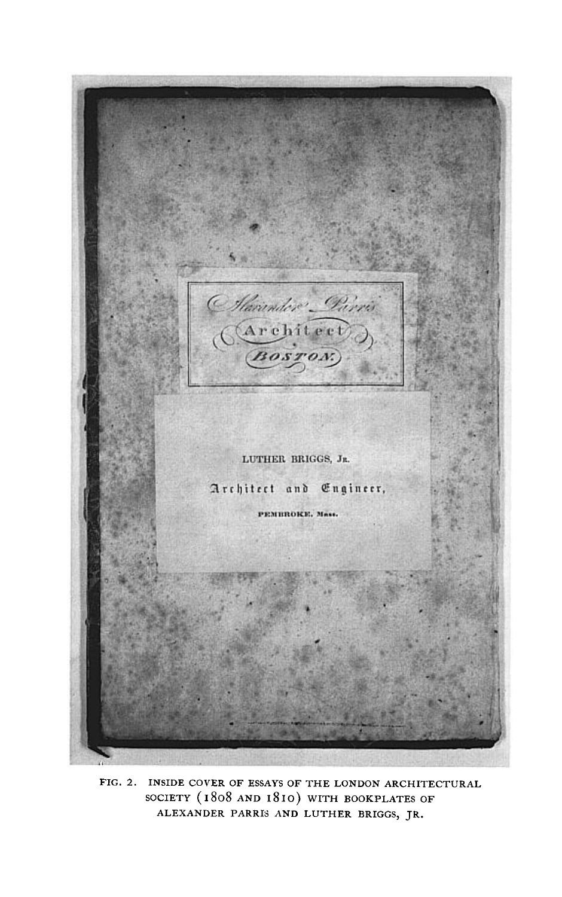FIG. 2. INSIDE COVER OF ESSAYS OF THE LONDON ARCHITECTURAL SOCIETY (1808 AND 1810) WITH BOOKPLATES OF ALEXANDER PARRIS AND LUTHER BRIGGS, JR.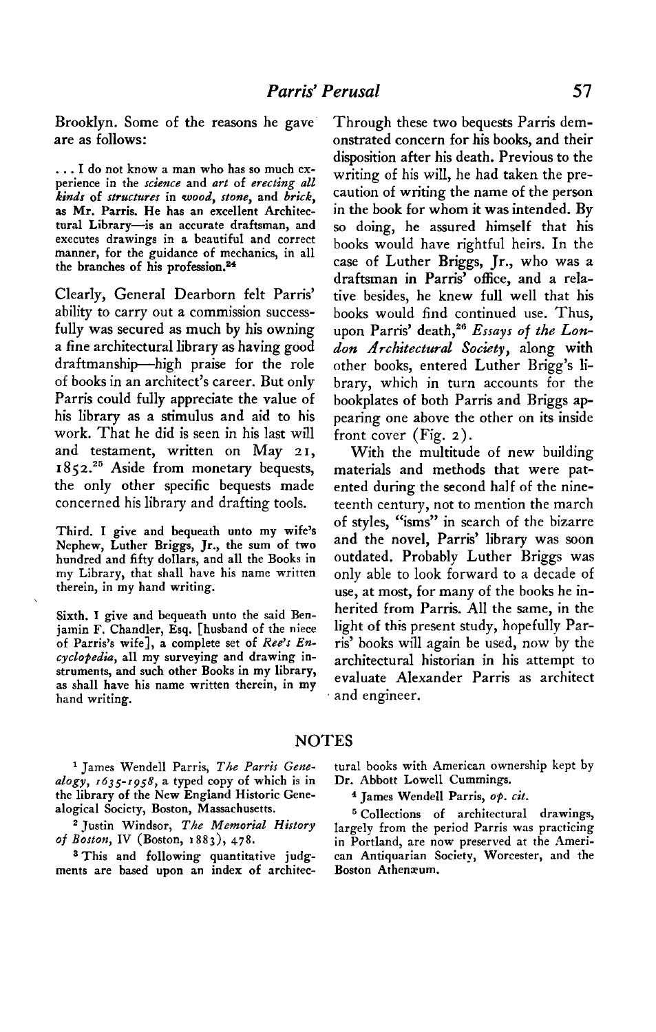Brooklyn. Some of the reasons he gave are as follows:

> . . . I do not know a man who has so much experience in the *science* and *art* of *erecting all kinds* of *structures* in *wood*, *stone*, and *brick*, as Mr. Parris. He has an excellent Architectural Library—is an accurate draftsman, and executes drawings in a beautiful and correct manner, for the guidance of mechanics, in all the branches of his profession.[24]

Clearly, General Dearborn felt Parris' ability to carry out a commission successfully was secured as much by his owning a fine architectural library as having good draftmanship—high praise for the role of books in an architect's career. But only Parris could fully appreciate the value of his library as a stimulus and aid to his work. That he did is seen in his last will and testament, written on May 21, 1852.[25] Aside from monetary bequests, the only other specific bequests made concerned his library and drafting tools.

> Third. I give and bequeath unto my wife's Nephew, Luther Briggs, Jr., the sum of two hundred and fifty dollars, and all the Books in my Library, that shall have his name written therein, in my hand writing.

> Sixth. I give and bequeath unto the said Benjamin F. Chandler, Esq. [husband of the niece of Parris's wife], a complete set of *Ree's Encyclopedia*, all my surveying and drawing instruments, and such other Books in my library, as shall have his name written therein, in my hand writing.

Through these two bequests Parris demonstrated concern for his books, and their disposition after his death. Previous to the writing of his will, he had taken the precaution of writing the name of the person in the book for whom it was intended. By so doing, he assured himself that his books would have rightful heirs. In the case of Luther Briggs, Jr., who was a draftsman in Parris' office, and a relative besides, he knew full well that his books would find continued use. Thus, upon Parris' death,[26] *Essays of the London Architectural Society*, along with other books, entered Luther Brigg's library, which in turn accounts for the bookplates of both Parris and Briggs appearing one above the other on its inside front cover (Fig. 2).

With the multitude of new building materials and methods that were patented during the second half of the nineteenth century, not to mention the march of styles, "isms" in search of the bizarre and the novel, Parris' library was soon outdated. Probably Luther Briggs was only able to look forward to a decade of use, at most, for many of the books he inherited from Parris. All the same, in the light of this present study, hopefully Parris' books will again be used, now by the architectural historian in his attempt to evaluate Alexander Parris as architect and engineer.

## NOTES

[1] James Wendell Parris, *The Parris Genealogy, 1635-1958*, a typed copy of which is in the library of the New England Historic Genealogical Society, Boston, Massachusetts.

[2] Justin Windsor, *The Memorial History of Boston*, IV (Boston, 1883), 478.

[3] This and following quantitative judgments are based upon an index of architectural books with American ownership kept by Dr. Abbott Lowell Cummings.

[4] James Wendell Parris, *op. cit.*

[5] Collections of architectural drawings, largely from the period Parris was practicing in Portland, are now preserved at the American Antiquarian Society, Worcester, and the Boston Athenæum.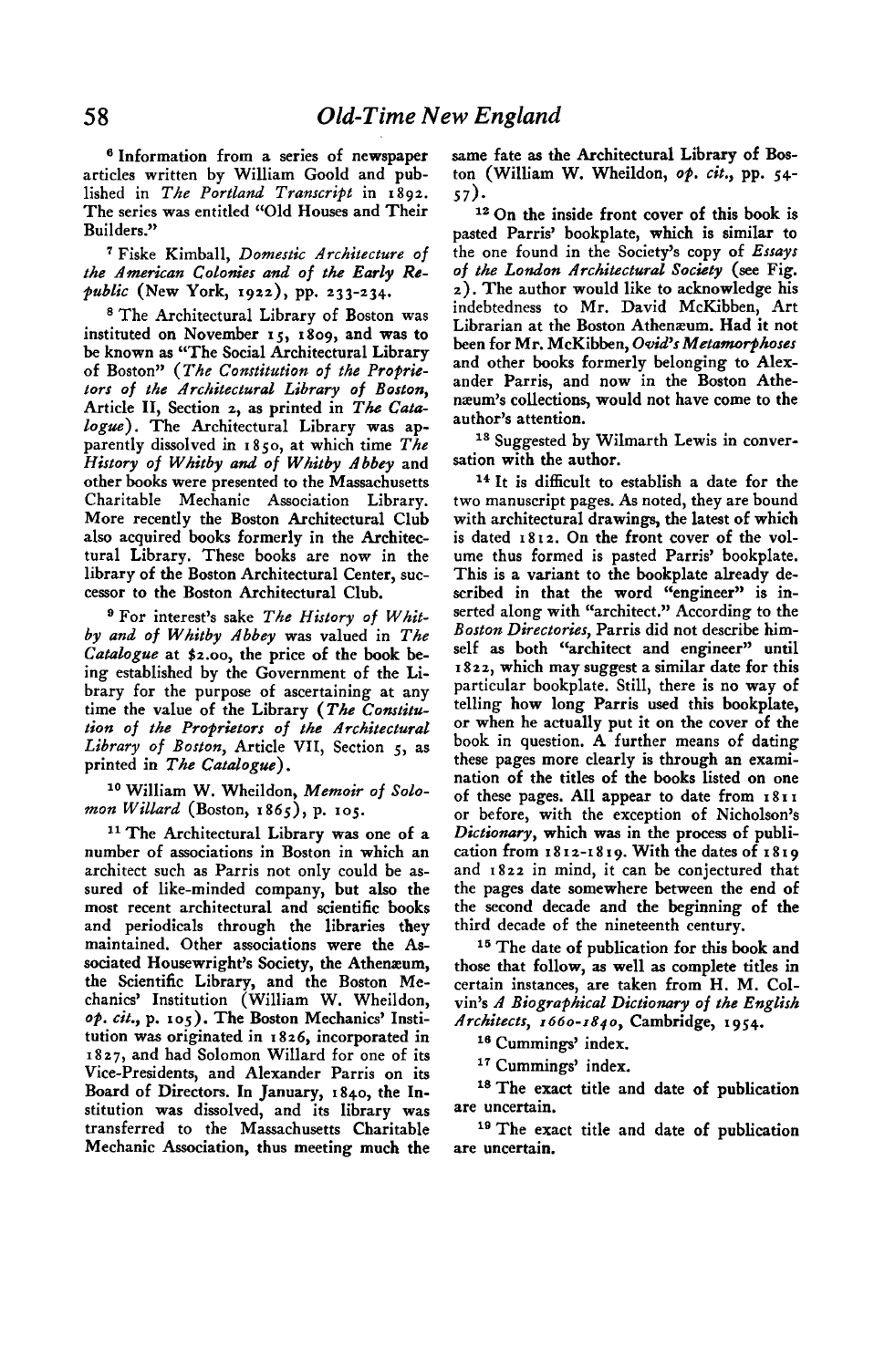[6] Information from a series of newspaper articles written by William Goold and published in *The Portland Transcript* in 1892. The series was entitled "Old Houses and Their Builders."

[7] Fiske Kimball, *Domestic Architecture of the American Colonies and of the Early Republic* (New York, 1922), pp. 233-234.

[8] The Architectural Library of Boston was instituted on November 15, 1809, and was to be known as "The Social Architectural Library of Boston" (*The Constitution of the Proprietors of the Architectural Library of Boston*, Article II, Section 2, as printed in *The Catalogue*). The Architectural Library was apparently dissolved in 1850, at which time *The History of Whitby and of Whitby Abbey* and other books were presented to the Massachusetts Charitable Mechanic Association Library. More recently the Boston Architectural Club also acquired books formerly in the Architectural Library. These books are now in the library of the Boston Architectural Center, successor to the Boston Architectural Club.

[9] For interest's sake *The History of Whitby and of Whitby Abbey* was valued in *The Catalogue* at $2.00, the price of the book being established by the Government of the Library for the purpose of ascertaining at any time the value of the Library (*The Constitution of the Proprietors of the Architectural Library of Boston*, Article VII, Section 5, as printed in *The Catalogue*).

[10] William W. Wheildon, *Memoir of Solomon Willard* (Boston, 1865), p. 105.

[11] The Architectural Library was one of a number of associations in Boston in which an architect such as Parris not only could be assured of like-minded company, but also the most recent architectural and scientific books and periodicals through the libraries they maintained. Other associations were the Associated Housewright's Society, the Athenæum, the Scientific Library, and the Boston Mechanics' Institution (William W. Wheildon, *op. cit.*, p. 105). The Boston Mechanics' Institution was originated in 1826, incorporated in 1827, and had Solomon Willard for one of its Vice-Presidents, and Alexander Parris on its Board of Directors. In January, 1840, the Institution was dissolved, and its library was transferred to the Massachusetts Charitable Mechanic Association, thus meeting much the same fate as the Architectural Library of Boston (William W. Wheildon, *op. cit.*, pp. 54-57).

[12] On the inside front cover of this book is pasted Parris' bookplate, which is similar to the one found in the Society's copy of *Essays of the London Architectural Society* (see Fig. 2). The author would like to acknowledge his indebtedness to Mr. David McKibben, Art Librarian at the Boston Athenæum. Had it not been for Mr. McKibben, *Ovid's Metamorphoses* and other books formerly belonging to Alexander Parris, and now in the Boston Athenæum's collections, would not have come to the author's attention.

[13] Suggested by Wilmarth Lewis in conversation with the author.

[14] It is difficult to establish a date for the two manuscript pages. As noted, they are bound with architectural drawings, the latest of which is dated 1812. On the front cover of the volume thus formed is pasted Parris' bookplate. This is a variant to the bookplate already described in that the word "engineer" is inserted along with "architect." According to the *Boston Directories*, Parris did not describe himself as both "architect and engineer" until 1822, which may suggest a similar date for this particular bookplate. Still, there is no way of telling how long Parris used this bookplate, or when he actually put it on the cover of the book in question. A further means of dating these pages more clearly is through an examination of the titles of the books listed on one of these pages. All appear to date from 1811 or before, with the exception of Nicholson's *Dictionary*, which was in the process of publication from 1812-1819. With the dates of 1819 and 1822 in mind, it can be conjectured that the pages date somewhere between the end of the second decade and the beginning of the third decade of the nineteenth century.

[15] The date of publication for this book and those that follow, as well as complete titles in certain instances, are taken from H. M. Colvin's *A Biographical Dictionary of the English Architects, 1660-1840*, Cambridge, 1954.

[16] Cummings' index.

[17] Cummings' index.

[18] The exact title and date of publication are uncertain.

[19] The exact title and date of publication are uncertain.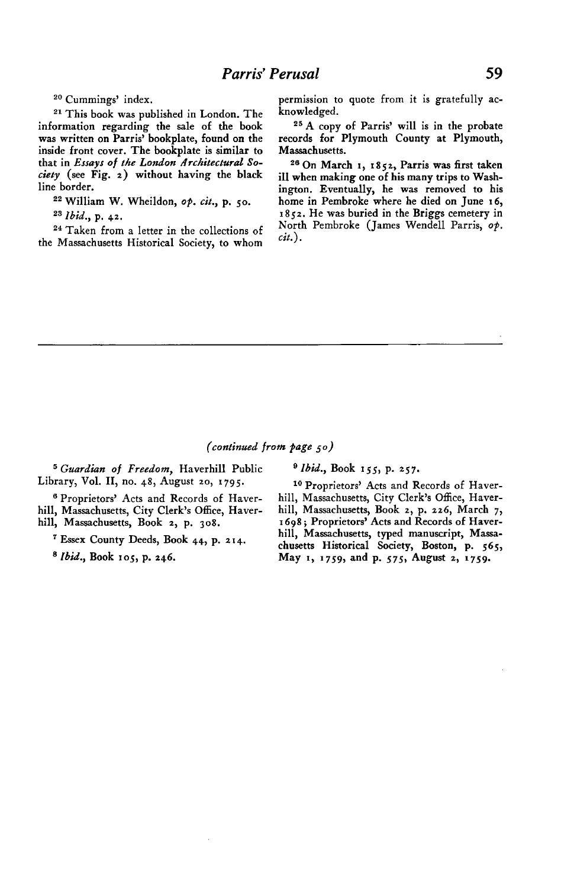[20] Cummings' index.

[21] This book was published in London. The information regarding the sale of the book was written on Parris' bookplate, found on the inside front cover. The bookplate is similar to that in *Essays of the London Architectural Society* (see Fig. 2) without having the black line border.

[22] William W. Wheildon, *op. cit.*, p. 50.

[23] *Ibid.*, p. 42.

[24] Taken from a letter in the collections of the Massachusetts Historical Society, to whom permission to quote from it is gratefully acknowledged.

[25] A copy of Parris' will is in the probate records for Plymouth County at Plymouth, Massachusetts.

[26] On March 1, 1852, Parris was first taken ill when making one of his many trips to Washington. Eventually, he was removed to his home in Pembroke where he died on June 16, 1852. He was buried in the Briggs cemetery in North Pembroke (James Wendell Parris, *op. cit.*).

---

*(continued from page 50)*

[5] *Guardian of Freedom*, Haverhill Public Library, Vol. II, no. 48, August 20, 1795.

[6] Proprietors' Acts and Records of Haverhill, Massachusetts, City Clerk's Office, Haverhill, Massachusetts, Book 2, p. 308.

[7] Essex County Deeds, Book 44, p. 214.

[8] *Ibid.*, Book 105, p. 246.

[9] *Ibid.*, Book 155, p. 257.

[10] Proprietors' Acts and Records of Haverhill, Massachusetts, City Clerk's Office, Haverhill, Massachusetts, Book 2, p. 226, March 7, 1698; Proprietors' Acts and Records of Haverhill, Massachusetts, typed manuscript, Massachusetts Historical Society, Boston, p. 565, May 1, 1759, and p. 575, August 2, 1759.